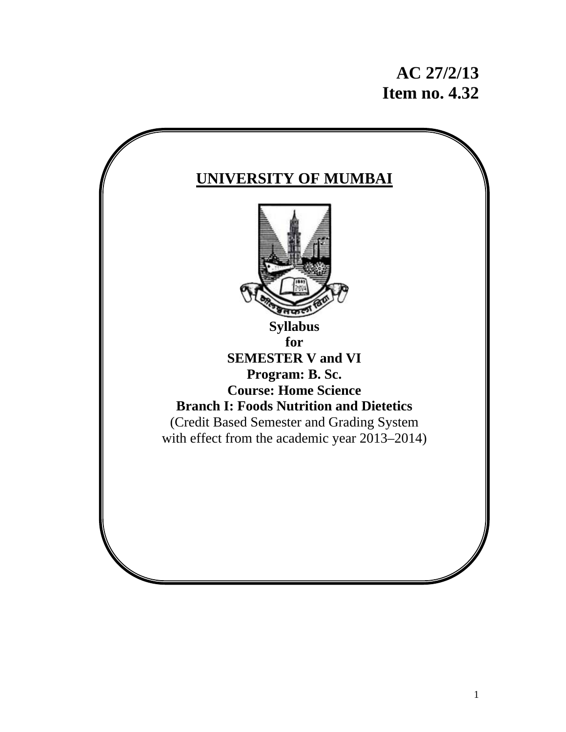**AC 27/2/13**
**Item no. 4.32**

# UNIVERSITY OF MUMBAI

**Syllabus**
**for**
**SEMESTER V and VI**
**Program: B. Sc.**
**Course: Home Science**
**Branch I: Foods Nutrition and Dietetics**

(Credit Based Semester and Grading System with effect from the academic year 2013–2014)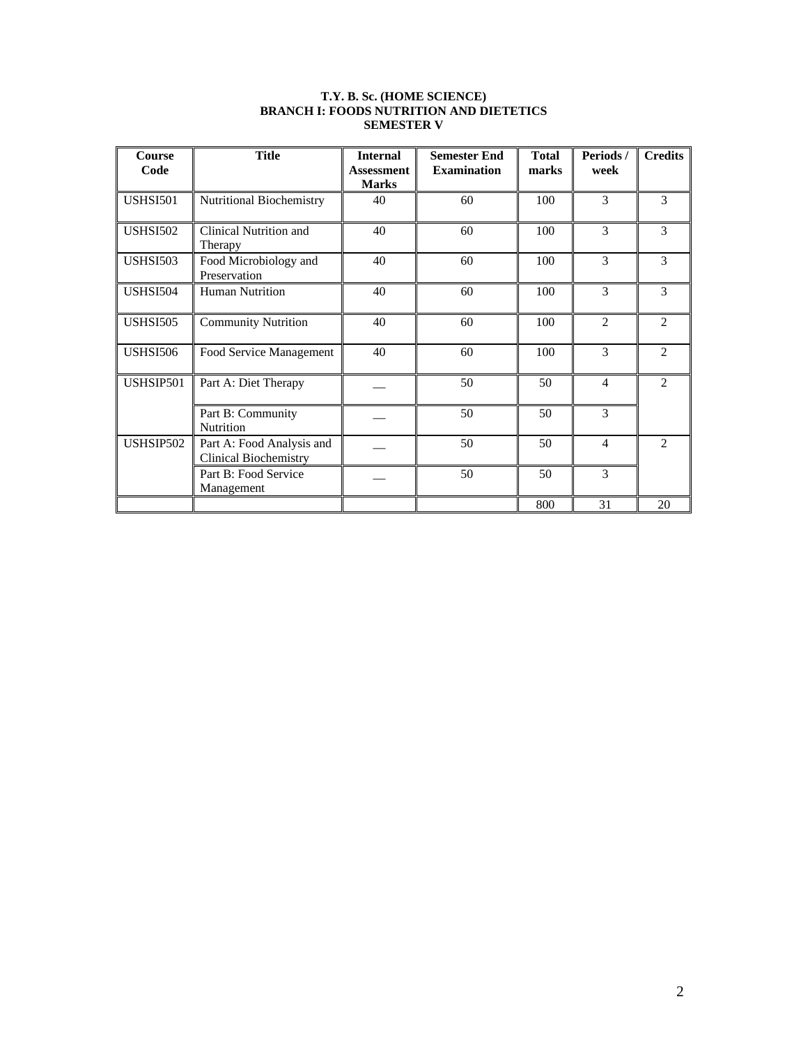**T.Y. B. Sc. (HOME SCIENCE)**
**BRANCH I: FOODS NUTRITION AND DIETETICS**
**SEMESTER V**

| Course Code | Title | Internal Assessment Marks | Semester End Examination | Total marks | Periods / week | Credits |
|---|---|---|---|---|---|---|
| USHSI501 | Nutritional Biochemistry | 40 | 60 | 100 | 3 | 3 |
| USHSI502 | Clinical Nutrition and Therapy | 40 | 60 | 100 | 3 | 3 |
| USHSI503 | Food Microbiology and Preservation | 40 | 60 | 100 | 3 | 3 |
| USHSI504 | Human Nutrition | 40 | 60 | 100 | 3 | 3 |
| USHSI505 | Community Nutrition | 40 | 60 | 100 | 2 | 2 |
| USHSI506 | Food Service Management | 40 | 60 | 100 | 3 | 2 |
| USHSIP501 | Part A: Diet Therapy | __ | 50 | 50 | 4 | 2 |
| | Part B: Community Nutrition | __ | 50 | 50 | 3 | |
| USHSIP502 | Part A: Food Analysis and Clinical Biochemistry | __ | 50 | 50 | 4 | 2 |
| | Part B: Food Service Management | __ | 50 | 50 | 3 | |
| | | | | 800 | 31 | 20 |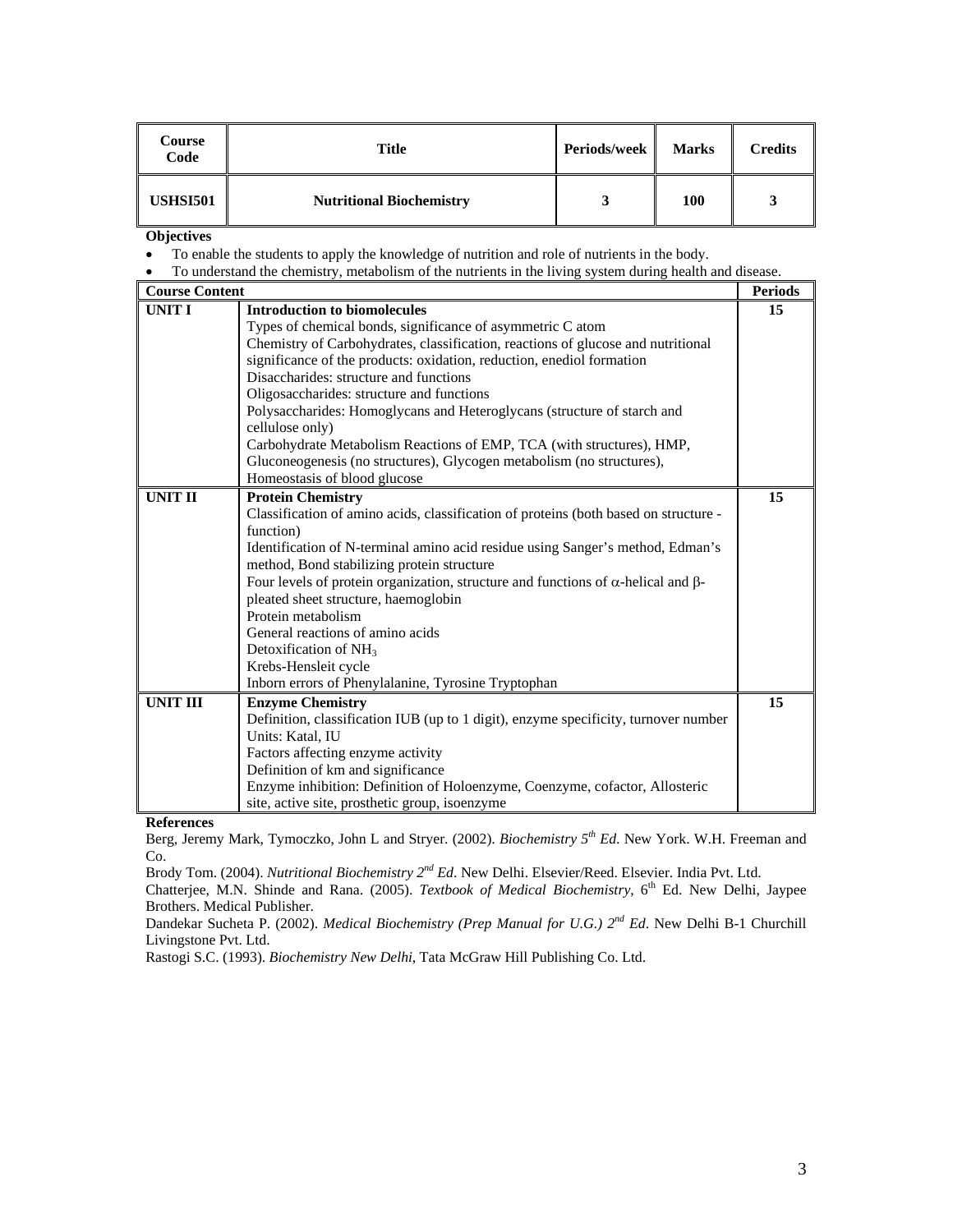| Course Code | Title | Periods/week | Marks | Credits |
|---|---|---|---|---|
| USHSI501 | Nutritional Biochemistry | 3 | 100 | 3 |

**Objectives**

- To enable the students to apply the knowledge of nutrition and role of nutrients in the body.
- To understand the chemistry, metabolism of the nutrients in the living system during health and disease.

| Course Content | | Periods |
|---|---|---|
| **UNIT I** | **Introduction to biomolecules**<br>Types of chemical bonds, significance of asymmetric C atom<br>Chemistry of Carbohydrates, classification, reactions of glucose and nutritional significance of the products: oxidation, reduction, enediol formation<br>Disaccharides: structure and functions<br>Oligosaccharides: structure and functions<br>Polysaccharides: Homoglycans and Heteroglycans (structure of starch and cellulose only)<br>Carbohydrate Metabolism Reactions of EMP, TCA (with structures), HMP, Gluconeogenesis (no structures), Glycogen metabolism (no structures), Homeostasis of blood glucose | 15 |
| **UNIT II** | **Protein Chemistry**<br>Classification of amino acids, classification of proteins (both based on structure - function)<br>Identification of N-terminal amino acid residue using Sanger's method, Edman's method, Bond stabilizing protein structure<br>Four levels of protein organization, structure and functions of $\alpha$-helical and $\beta$-pleated sheet structure, haemoglobin<br>Protein metabolism<br>General reactions of amino acids<br>Detoxification of $NH_3$<br>Krebs-Hensleit cycle<br>Inborn errors of Phenylalanine, Tyrosine Tryptophan | 15 |
| **UNIT III** | **Enzyme Chemistry**<br>Definition, classification IUB (up to 1 digit), enzyme specificity, turnover number<br>Units: Katal, IU<br>Factors affecting enzyme activity<br>Definition of km and significance<br>Enzyme inhibition: Definition of Holoenzyme, Coenzyme, cofactor, Allosteric site, active site, prosthetic group, isoenzyme | 15 |

**References**

Berg, Jeremy Mark, Tymoczko, John L and Stryer. (2002). *Biochemistry 5th Ed*. New York. W.H. Freeman and Co.

Brody Tom. (2004). *Nutritional Biochemistry 2nd Ed*. New Delhi. Elsevier/Reed. Elsevier. India Pvt. Ltd.

Chatterjee, M.N. Shinde and Rana. (2005). *Textbook of Medical Biochemistry*, 6th Ed. New Delhi, Jaypee Brothers. Medical Publisher.

Dandekar Sucheta P. (2002). *Medical Biochemistry (Prep Manual for U.G.) 2nd Ed*. New Delhi B-1 Churchill Livingstone Pvt. Ltd.

Rastogi S.C. (1993). *Biochemistry New Delhi*, Tata McGraw Hill Publishing Co. Ltd.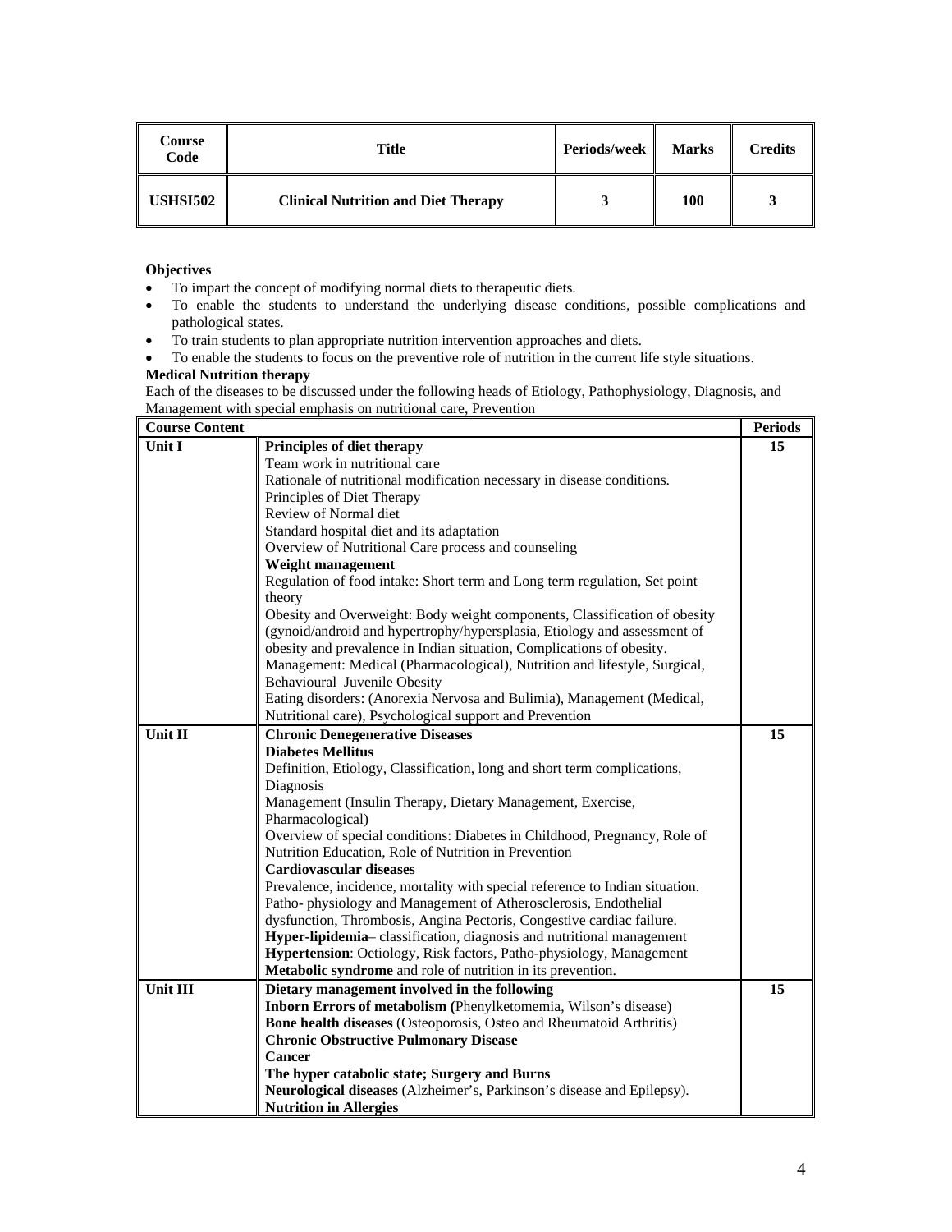| Course Code | Title | Periods/week | Marks | Credits |
|---|---|---|---|---|
| **USHSI502** | **Clinical Nutrition and Diet Therapy** | **3** | **100** | **3** |

**Objectives**

- To impart the concept of modifying normal diets to therapeutic diets.
- To enable the students to understand the underlying disease conditions, possible complications and pathological states.
- To train students to plan appropriate nutrition intervention approaches and diets.
- To enable the students to focus on the preventive role of nutrition in the current life style situations.

**Medical Nutrition therapy**

Each of the diseases to be discussed under the following heads of Etiology, Pathophysiology, Diagnosis, and Management with special emphasis on nutritional care, Prevention

| Course Content | | Periods |
|---|---|---|
| **Unit I** | **Principles of diet therapy**<br>Team work in nutritional care<br>Rationale of nutritional modification necessary in disease conditions.<br>Principles of Diet Therapy<br>Review of Normal diet<br>Standard hospital diet and its adaptation<br>Overview of Nutritional Care process and counseling<br>**Weight management**<br>Regulation of food intake: Short term and Long term regulation, Set point theory<br>Obesity and Overweight: Body weight components, Classification of obesity (gynoid/android and hypertrophy/hypersplasia, Etiology and assessment of obesity and prevalence in Indian situation, Complications of obesity.<br>Management: Medical (Pharmacological), Nutrition and lifestyle, Surgical, Behavioural Juvenile Obesity<br>Eating disorders: (Anorexia Nervosa and Bulimia), Management (Medical, Nutritional care), Psychological support and Prevention | 15 |
| **Unit II** | **Chronic Denegenerative Diseases**<br>**Diabetes Mellitus**<br>Definition, Etiology, Classification, long and short term complications, Diagnosis<br>Management (Insulin Therapy, Dietary Management, Exercise, Pharmacological)<br>Overview of special conditions: Diabetes in Childhood, Pregnancy, Role of Nutrition Education, Role of Nutrition in Prevention<br>**Cardiovascular diseases**<br>Prevalence, incidence, mortality with special reference to Indian situation.<br>Patho- physiology and Management of Atherosclerosis, Endothelial dysfunction, Thrombosis, Angina Pectoris, Congestive cardiac failure.<br>**Hyper-lipidemia**– classification, diagnosis and nutritional management<br>**Hypertension**: Oetiology, Risk factors, Patho-physiology, Management<br>**Metabolic syndrome** and role of nutrition in its prevention. | 15 |
| **Unit III** | **Dietary management involved in the following**<br>**Inborn Errors of metabolism (**Phenylketomemia, Wilson's disease)<br>**Bone health diseases** (Osteoporosis, Osteo and Rheumatoid Arthritis)<br>**Chronic Obstructive Pulmonary Disease**<br>**Cancer**<br>**The hyper catabolic state; Surgery and Burns**<br>**Neurological diseases** (Alzheimer's, Parkinson's disease and Epilepsy).<br>**Nutrition in Allergies** | 15 |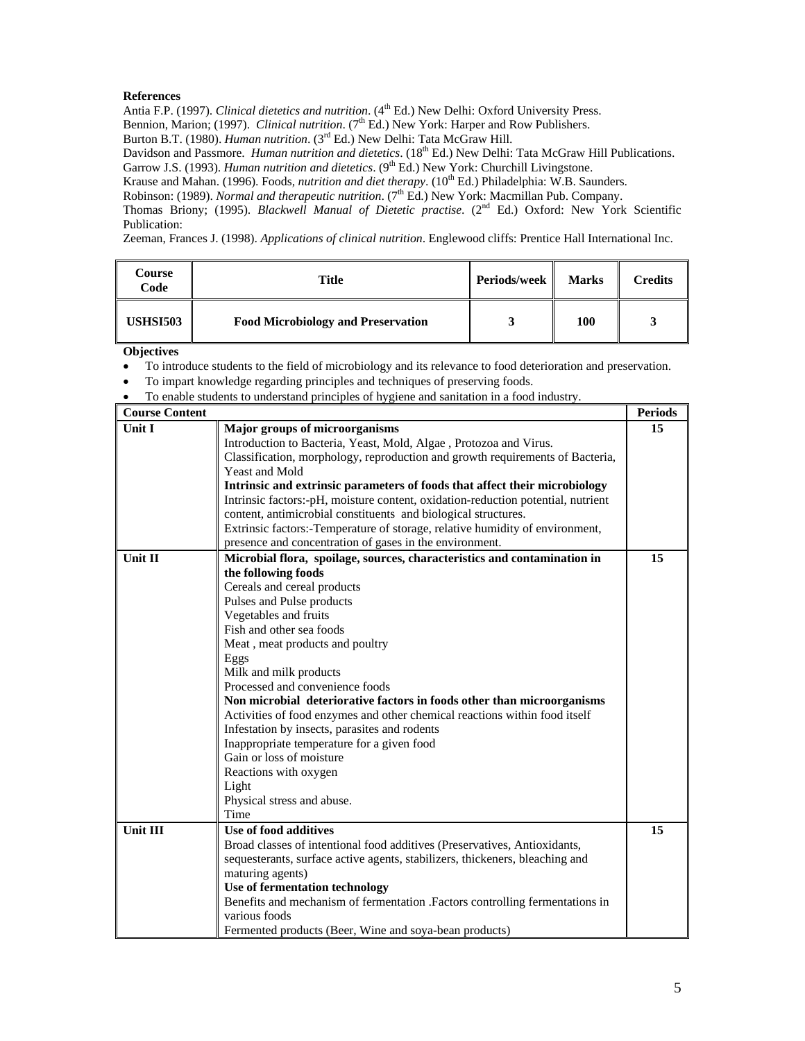**References**

Antia F.P. (1997). *Clinical dietetics and nutrition*. (4th Ed.) New Delhi: Oxford University Press.
Bennion, Marion; (1997). *Clinical nutrition*. (7th Ed.) New York: Harper and Row Publishers.
Burton B.T. (1980). *Human nutrition*. (3rd Ed.) New Delhi: Tata McGraw Hill.
Davidson and Passmore. *Human nutrition and dietetics*. (18th Ed.) New Delhi: Tata McGraw Hill Publications.
Garrow J.S. (1993). *Human nutrition and dietetics*. (9th Ed.) New York: Churchill Livingstone.
Krause and Mahan. (1996). Foods, *nutrition and diet therapy*. (10th Ed.) Philadelphia: W.B. Saunders.
Robinson: (1989). *Normal and therapeutic nutrition*. (7th Ed.) New York: Macmillan Pub. Company.
Thomas Briony; (1995). *Blackwell Manual of Dietetic practise*. (2nd Ed.) Oxford: New York Scientific Publication:
Zeeman, Frances J. (1998). *Applications of clinical nutrition*. Englewood cliffs: Prentice Hall International Inc.

| Course Code | Title | Periods/week | Marks | Credits |
|---|---|---|---|---|
| **USHSI503** | **Food Microbiology and Preservation** | **3** | **100** | **3** |

**Objectives**

- To introduce students to the field of microbiology and its relevance to food deterioration and preservation.
- To impart knowledge regarding principles and techniques of preserving foods.
- To enable students to understand principles of hygiene and sanitation in a food industry.

| Course Content | | Periods |
|---|---|---|
| **Unit I** | **Major groups of microorganisms**<br>Introduction to Bacteria, Yeast, Mold, Algae , Protozoa and Virus.<br>Classification, morphology, reproduction and growth requirements of Bacteria, Yeast and Mold<br>**Intrinsic and extrinsic parameters of foods that affect their microbiology**<br>Intrinsic factors:-pH, moisture content, oxidation-reduction potential, nutrient content, antimicrobial constituents and biological structures.<br>Extrinsic factors:-Temperature of storage, relative humidity of environment, presence and concentration of gases in the environment. | **15** |
| **Unit II** | **Microbial flora, spoilage, sources, characteristics and contamination in the following foods**<br>Cereals and cereal products<br>Pulses and Pulse products<br>Vegetables and fruits<br>Fish and other sea foods<br>Meat , meat products and poultry<br>Eggs<br>Milk and milk products<br>Processed and convenience foods<br>**Non microbial deteriorative factors in foods other than microorganisms**<br>Activities of food enzymes and other chemical reactions within food itself<br>Infestation by insects, parasites and rodents<br>Inappropriate temperature for a given food<br>Gain or loss of moisture<br>Reactions with oxygen<br>Light<br>Physical stress and abuse.<br>Time | **15** |
| **Unit III** | **Use of food additives**<br>Broad classes of intentional food additives (Preservatives, Antioxidants, sequesterants, surface active agents, stabilizers, thickeners, bleaching and maturing agents)<br>**Use of fermentation technology**<br>Benefits and mechanism of fermentation .Factors controlling fermentations in various foods<br>Fermented products (Beer, Wine and soya-bean products) | **15** |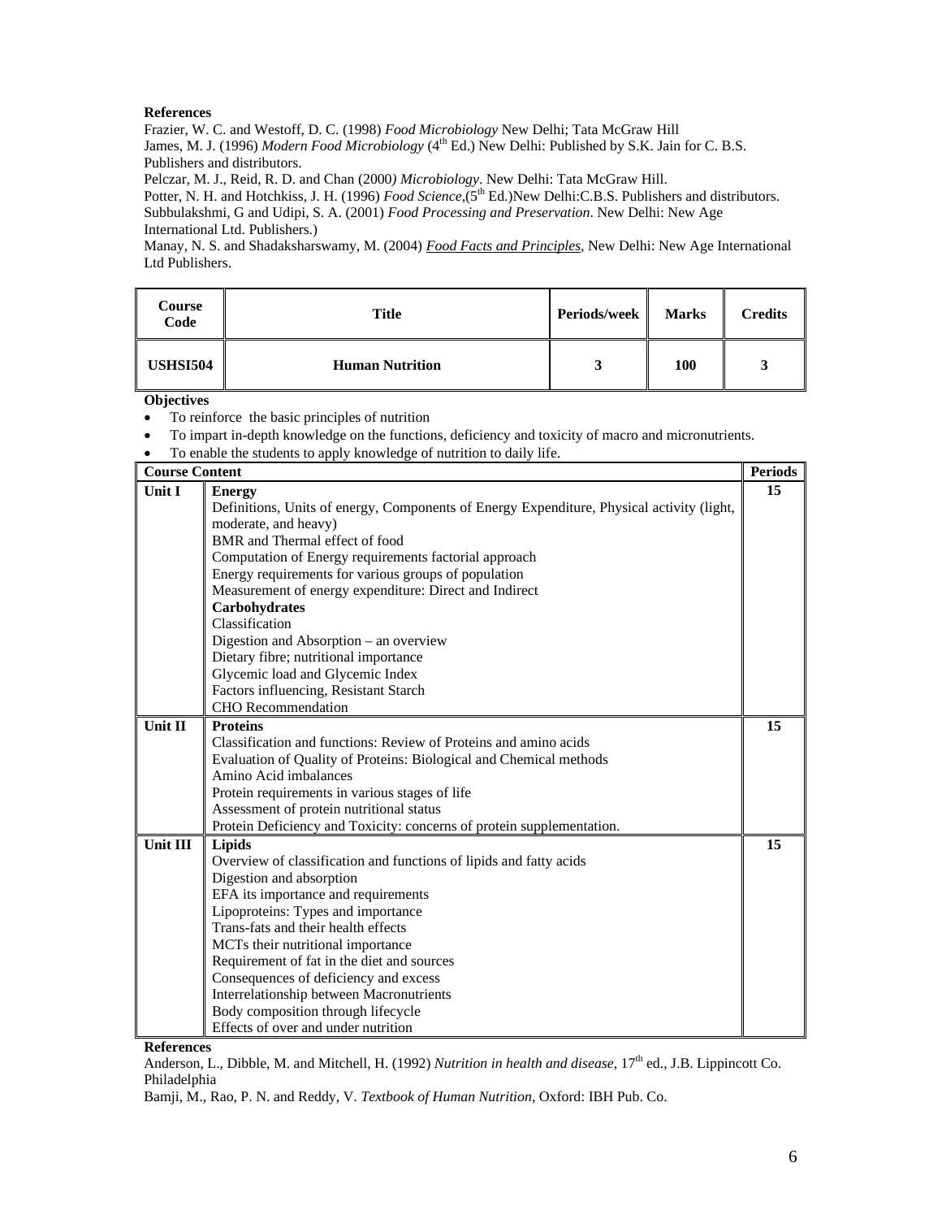**References**

Frazier, W. C. and Westoff, D. C. (1998) *Food Microbiology* New Delhi; Tata McGraw Hill

James, M. J. (1996) *Modern Food Microbiology* (4th Ed.) New Delhi: Published by S.K. Jain for C. B.S. Publishers and distributors.

Pelczar, M. J., Reid, R. D. and Chan (2000*) Microbiology*. New Delhi: Tata McGraw Hill.

Potter, N. H. and Hotchkiss, J. H. (1996) *Food Science,*(5th Ed.)New Delhi:C.B.S. Publishers and distributors.

Subbulakshmi, G and Udipi, S. A. (2001) *Food Processing and Preservation*. New Delhi: New Age International Ltd. Publishers.)

Manay, N. S. and Shadaksharswamy, M. (2004) *Food Facts and Principles*, New Delhi: New Age International Ltd Publishers.

| Course Code | Title | Periods/week | Marks | Credits |
|---|---|---|---|---|
| **USHSI504** | **Human Nutrition** | **3** | **100** | **3** |

**Objectives**

- To reinforce the basic principles of nutrition
- To impart in-depth knowledge on the functions, deficiency and toxicity of macro and micronutrients.
- To enable the students to apply knowledge of nutrition to daily life.

| Course Content | | Periods |
|---|---|---|
| **Unit I** | **Energy**<br>Definitions, Units of energy, Components of Energy Expenditure, Physical activity (light, moderate, and heavy)<br>BMR and Thermal effect of food<br>Computation of Energy requirements factorial approach<br>Energy requirements for various groups of population<br>Measurement of energy expenditure: Direct and Indirect<br>**Carbohydrates**<br>Classification<br>Digestion and Absorption – an overview<br>Dietary fibre; nutritional importance<br>Glycemic load and Glycemic Index<br>Factors influencing, Resistant Starch<br>CHO Recommendation | **15** |
| **Unit II** | **Proteins**<br>Classification and functions: Review of Proteins and amino acids<br>Evaluation of Quality of Proteins: Biological and Chemical methods<br>Amino Acid imbalances<br>Protein requirements in various stages of life<br>Assessment of protein nutritional status<br>Protein Deficiency and Toxicity: concerns of protein supplementation. | **15** |
| **Unit III** | **Lipids**<br>Overview of classification and functions of lipids and fatty acids<br>Digestion and absorption<br>EFA its importance and requirements<br>Lipoproteins: Types and importance<br>Trans-fats and their health effects<br>MCTs their nutritional importance<br>Requirement of fat in the diet and sources<br>Consequences of deficiency and excess<br>Interrelationship between Macronutrients<br>Body composition through lifecycle<br>Effects of over and under nutrition | **15** |

**References**

Anderson, L., Dibble, M. and Mitchell, H. (1992) *Nutrition in health and disease*, 17th ed., J.B. Lippincott Co. Philadelphia

Bamji, M., Rao, P. N. and Reddy, V. *Textbook of Human Nutrition*, Oxford: IBH Pub. Co.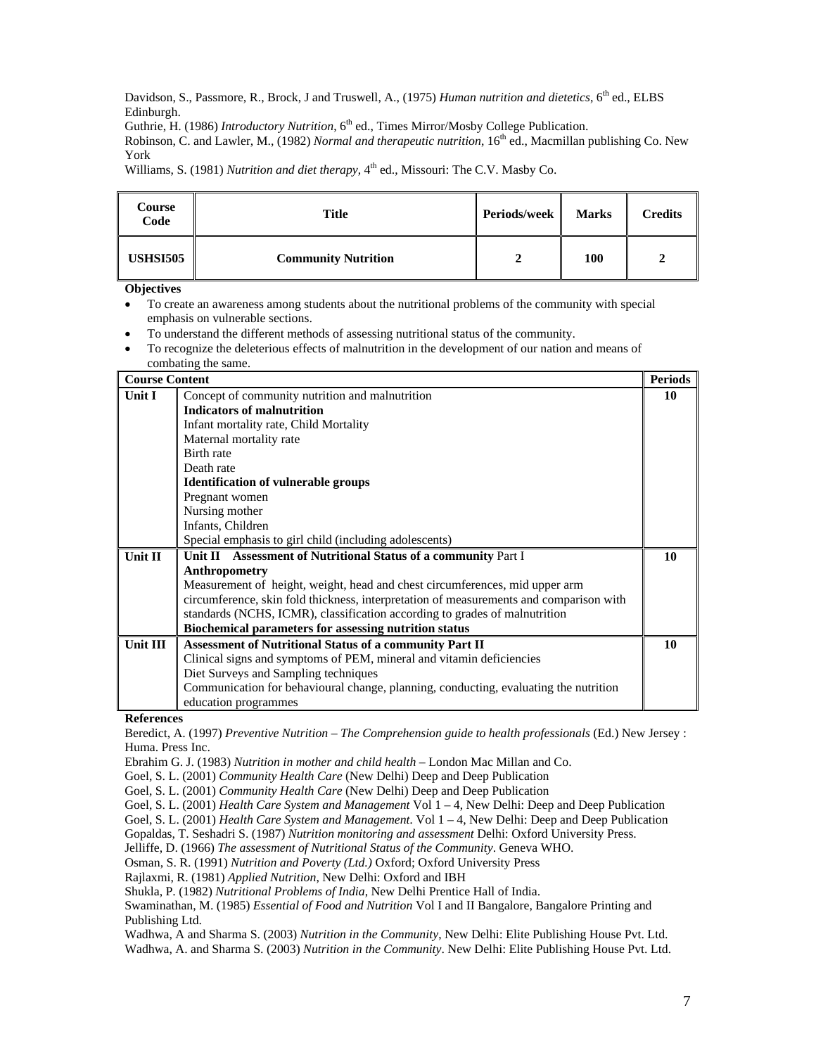Davidson, S., Passmore, R., Brock, J and Truswell, A., (1975) *Human nutrition and dietetics*, 6th ed., ELBS Edinburgh.
Guthrie, H. (1986) *Introductory Nutrition*, 6th ed., Times Mirror/Mosby College Publication.
Robinson, C. and Lawler, M., (1982) *Normal and therapeutic nutrition*, 16th ed., Macmillan publishing Co. New York
Williams, S. (1981) *Nutrition and diet therapy*, 4th ed., Missouri: The C.V. Masby Co.

| Course Code | Title | Periods/week | Marks | Credits |
|---|---|---|---|---|
| **USHSI505** | **Community Nutrition** | **2** | **100** | **2** |

**Objectives**

- To create an awareness among students about the nutritional problems of the community with special emphasis on vulnerable sections.
- To understand the different methods of assessing nutritional status of the community.
- To recognize the deleterious effects of malnutrition in the development of our nation and means of combating the same.

| Course Content | | Periods |
|---|---|---|
| **Unit I** | Concept of community nutrition and malnutrition<br>**Indicators of malnutrition**<br>Infant mortality rate, Child Mortality<br>Maternal mortality rate<br>Birth rate<br>Death rate<br>**Identification of vulnerable groups**<br>Pregnant women<br>Nursing mother<br>Infants, Children<br>Special emphasis to girl child (including adolescents) | **10** |
| **Unit II** | **Unit II Assessment of Nutritional Status of a community** Part I<br>**Anthropometry**<br>Measurement of height, weight, head and chest circumferences, mid upper arm circumference, skin fold thickness, interpretation of measurements and comparison with standards (NCHS, ICMR), classification according to grades of malnutrition<br>**Biochemical parameters for assessing nutrition status** | **10** |
| **Unit III** | **Assessment of Nutritional Status of a community Part II**<br>Clinical signs and symptoms of PEM, mineral and vitamin deficiencies<br>Diet Surveys and Sampling techniques<br>Communication for behavioural change, planning, conducting, evaluating the nutrition education programmes | **10** |

**References**

Beredict, A. (1997) *Preventive Nutrition – The Comprehension guide to health professionals* (Ed.) New Jersey : Huma. Press Inc.
Ebrahim G. J. (1983) *Nutrition in mother and child health* – London Mac Millan and Co.
Goel, S. L. (2001) *Community Health Care* (New Delhi) Deep and Deep Publication
Goel, S. L. (2001) *Community Health Care* (New Delhi) Deep and Deep Publication
Goel, S. L. (2001) *Health Care System and Management* Vol 1 – 4, New Delhi: Deep and Deep Publication
Goel, S. L. (2001) *Health Care System and Management*. Vol 1 – 4, New Delhi: Deep and Deep Publication
Gopaldas, T. Seshadri S. (1987) *Nutrition monitoring and assessment* Delhi: Oxford University Press.
Jelliffe, D. (1966) *The assessment of Nutritional Status of the Community*. Geneva WHO.
Osman, S. R. (1991) *Nutrition and Poverty (Ltd.)* Oxford; Oxford University Press
Rajlaxmi, R. (1981) *Applied Nutrition*, New Delhi: Oxford and IBH
Shukla, P. (1982) *Nutritional Problems of India*, New Delhi Prentice Hall of India.
Swaminathan, M. (1985) *Essential of Food and Nutrition* Vol I and II Bangalore, Bangalore Printing and Publishing Ltd.
Wadhwa, A and Sharma S. (2003) *Nutrition in the Community*, New Delhi: Elite Publishing House Pvt. Ltd.
Wadhwa, A. and Sharma S. (2003) *Nutrition in the Community*. New Delhi: Elite Publishing House Pvt. Ltd.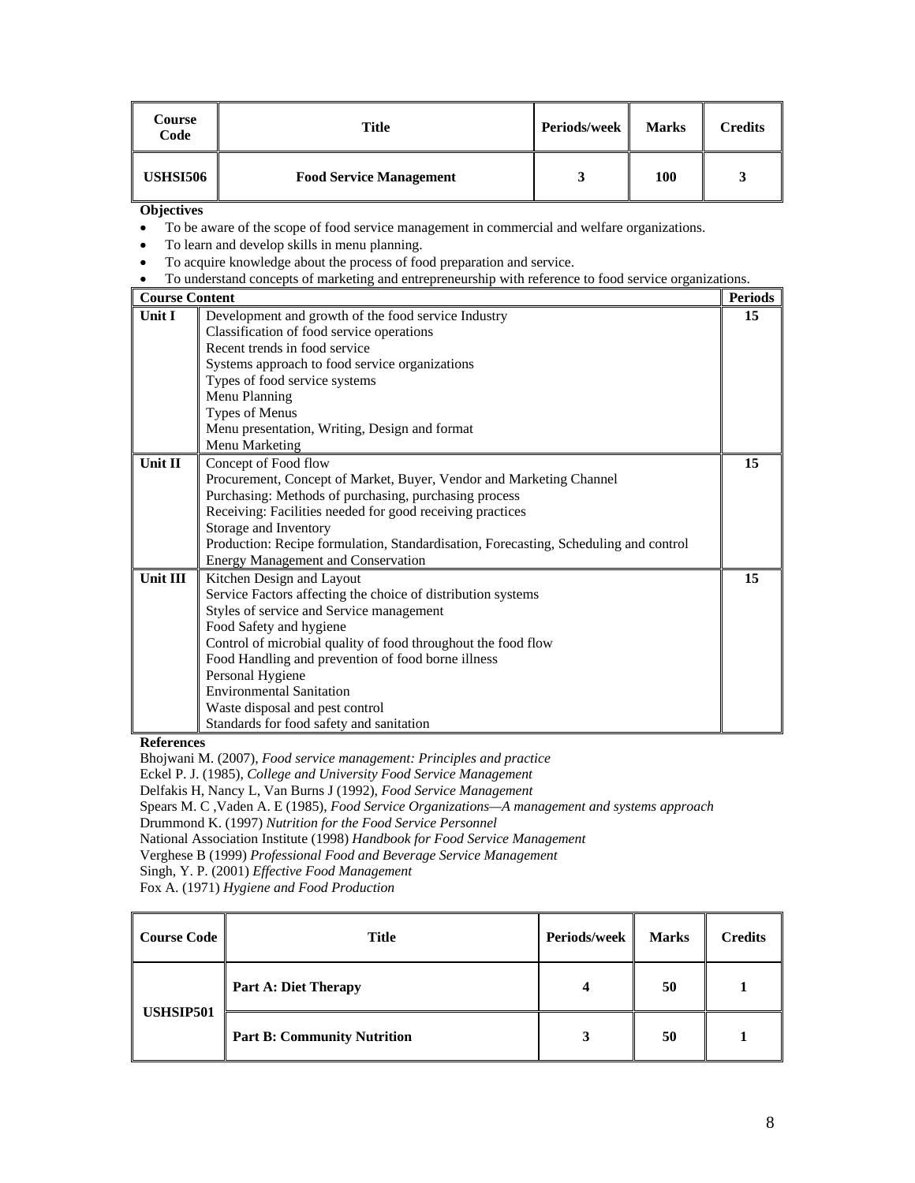| Course Code | Title | Periods/week | Marks | Credits |
|---|---|---|---|---|
| **USHSI506** | **Food Service Management** | **3** | **100** | **3** |

**Objectives**

- To be aware of the scope of food service management in commercial and welfare organizations.
- To learn and develop skills in menu planning.
- To acquire knowledge about the process of food preparation and service.
- To understand concepts of marketing and entrepreneurship with reference to food service organizations.

| Course Content | | Periods |
|---|---|---|
| **Unit I** | Development and growth of the food service Industry<br>Classification of food service operations<br>Recent trends in food service<br>Systems approach to food service organizations<br>Types of food service systems<br>Menu Planning<br>Types of Menus<br>Menu presentation, Writing, Design and format<br>Menu Marketing | **15** |
| **Unit II** | Concept of Food flow<br>Procurement, Concept of Market, Buyer, Vendor and Marketing Channel<br>Purchasing: Methods of purchasing, purchasing process<br>Receiving: Facilities needed for good receiving practices<br>Storage and Inventory<br>Production: Recipe formulation, Standardisation, Forecasting, Scheduling and control<br>Energy Management and Conservation | **15** |
| **Unit III** | Kitchen Design and Layout<br>Service Factors affecting the choice of distribution systems<br>Styles of service and Service management<br>Food Safety and hygiene<br>Control of microbial quality of food throughout the food flow<br>Food Handling and prevention of food borne illness<br>Personal Hygiene<br>Environmental Sanitation<br>Waste disposal and pest control<br>Standards for food safety and sanitation | **15** |

**References**

Bhojwani M. (2007), *Food service management: Principles and practice*
Eckel P. J. (1985), *College and University Food Service Management*
Delfakis H, Nancy L, Van Burns J (1992), *Food Service Management*
Spears M. C ,Vaden A. E (1985), *Food Service Organizations—A management and systems approach*
Drummond K. (1997) *Nutrition for the Food Service Personnel*
National Association Institute (1998) *Handbook for Food Service Management*
Verghese B (1999) *Professional Food and Beverage Service Management*
Singh, Y. P. (2001) *Effective Food Management*
Fox A. (1971) *Hygiene and Food Production*

| Course Code | Title | Periods/week | Marks | Credits |
|---|---|---|---|---|
| **USHSIP501** | **Part A: Diet Therapy** | **4** | **50** | **1** |
| | **Part B: Community Nutrition** | **3** | **50** | **1** |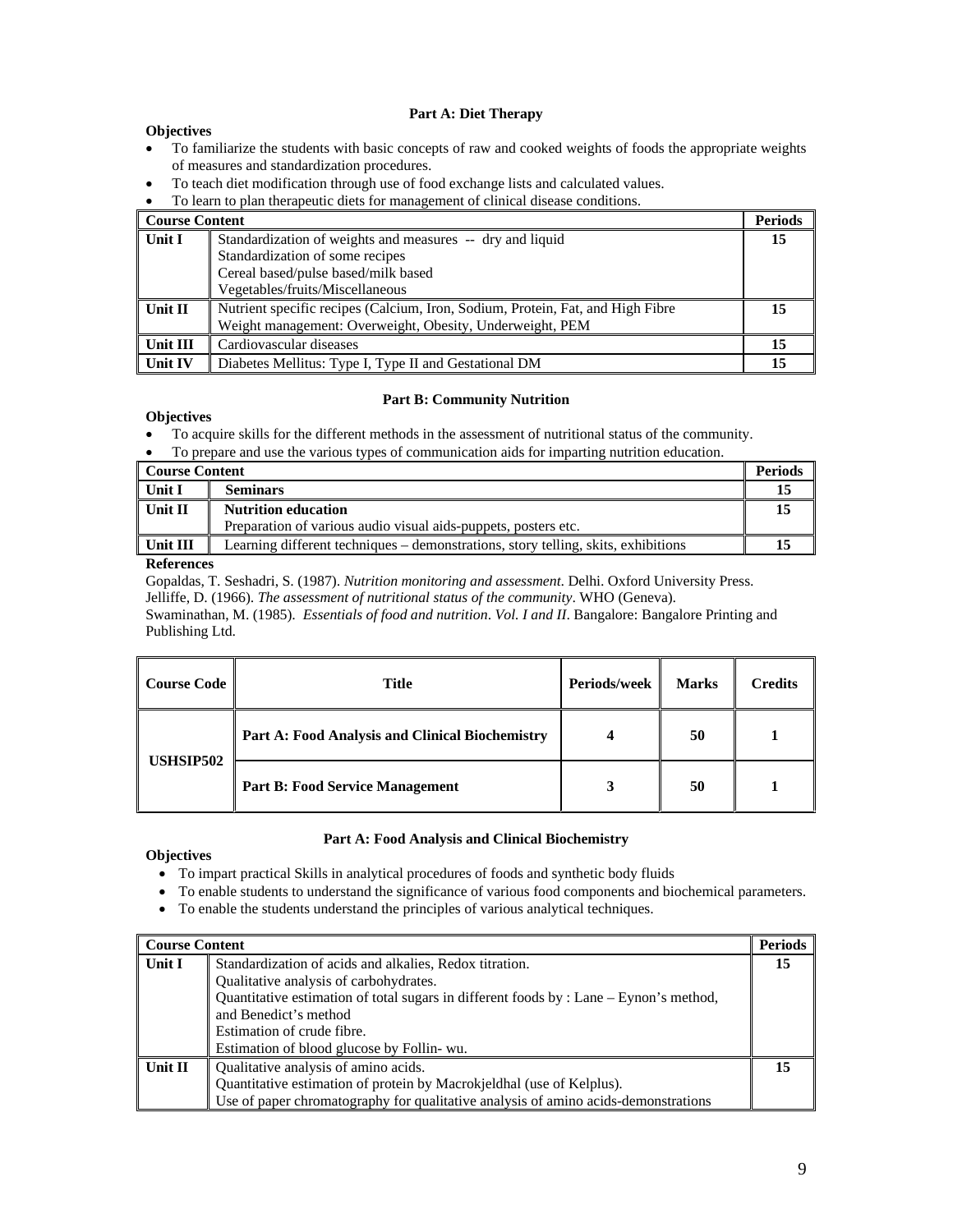### Part A: Diet Therapy

**Objectives**

- To familiarize the students with basic concepts of raw and cooked weights of foods the appropriate weights of measures and standardization procedures.
- To teach diet modification through use of food exchange lists and calculated values.
- To learn to plan therapeutic diets for management of clinical disease conditions.

| Course Content | | Periods |
|---|---|---|
| Unit I | Standardization of weights and measures -- dry and liquid<br>Standardization of some recipes<br>Cereal based/pulse based/milk based<br>Vegetables/fruits/Miscellaneous | 15 |
| Unit II | Nutrient specific recipes (Calcium, Iron, Sodium, Protein, Fat, and High Fibre<br>Weight management: Overweight, Obesity, Underweight, PEM | 15 |
| Unit III | Cardiovascular diseases | 15 |
| Unit IV | Diabetes Mellitus: Type I, Type II and Gestational DM | 15 |

### Part B: Community Nutrition

**Objectives**

- To acquire skills for the different methods in the assessment of nutritional status of the community.
- To prepare and use the various types of communication aids for imparting nutrition education.

| Course Content | | Periods |
|---|---|---|
| Unit I | **Seminars** | 15 |
| Unit II | **Nutrition education**<br>Preparation of various audio visual aids-puppets, posters etc. | 15 |
| Unit III | Learning different techniques – demonstrations, story telling, skits, exhibitions | 15 |

**References**

Gopaldas, T. Seshadri, S. (1987). *Nutrition monitoring and assessment*. Delhi. Oxford University Press.
Jelliffe, D. (1966). *The assessment of nutritional status of the community*. WHO (Geneva).
Swaminathan, M. (1985). *Essentials of food and nutrition*. *Vol. I and II*. Bangalore: Bangalore Printing and Publishing Ltd.

| Course Code | Title | Periods/week | Marks | Credits |
|---|---|---|---|---|
| USHSIP502 | **Part A: Food Analysis and Clinical Biochemistry** | 4 | 50 | 1 |
| | **Part B: Food Service Management** | 3 | 50 | 1 |

### Part A: Food Analysis and Clinical Biochemistry

**Objectives**

- To impart practical Skills in analytical procedures of foods and synthetic body fluids
- To enable students to understand the significance of various food components and biochemical parameters.
- To enable the students understand the principles of various analytical techniques.

| Course Content | | Periods |
|---|---|---|
| Unit I | Standardization of acids and alkalies, Redox titration.<br>Qualitative analysis of carbohydrates.<br>Quantitative estimation of total sugars in different foods by : Lane – Eynon's method, and Benedict's method<br>Estimation of crude fibre.<br>Estimation of blood glucose by Follin- wu. | 15 |
| Unit II | Qualitative analysis of amino acids.<br>Quantitative estimation of protein by Macrokjeldhal (use of Kelplus).<br>Use of paper chromatography for qualitative analysis of amino acids-demonstrations | 15 |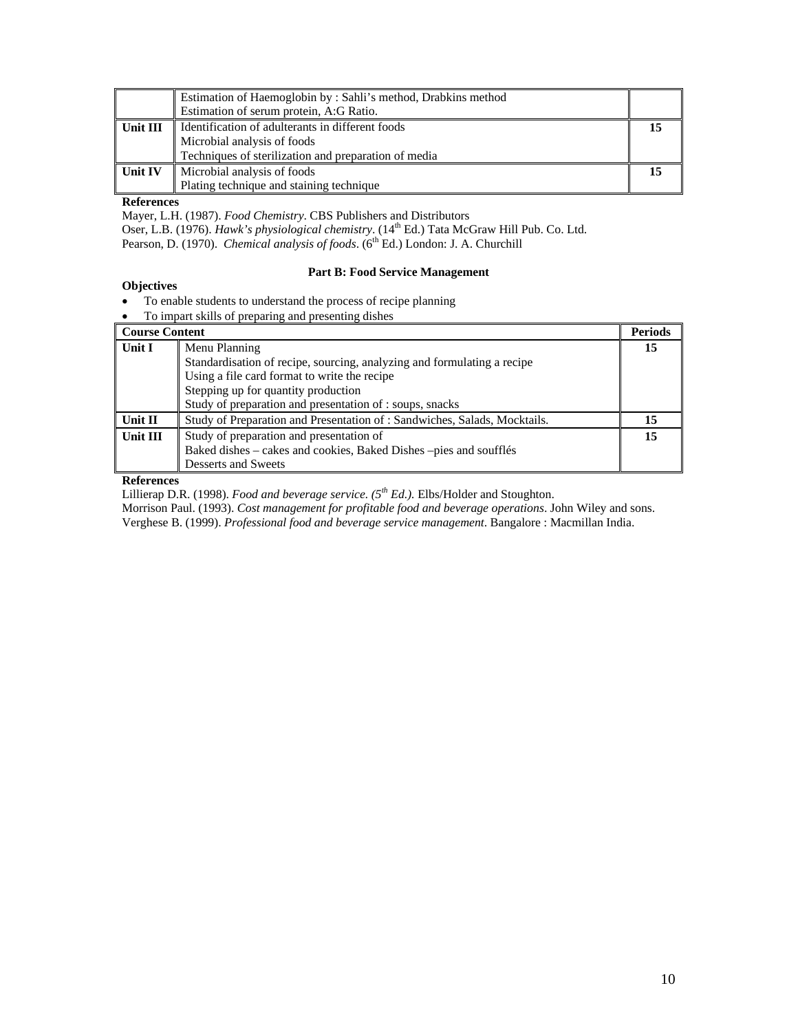| | | |
|---|---|---|
| | Estimation of Haemoglobin by : Sahli's method, Drabkins method<br>Estimation of serum protein, A:G Ratio. | |
| **Unit III** | Identification of adulterants in different foods<br>Microbial analysis of foods<br>Techniques of sterilization and preparation of media | **15** |
| **Unit IV** | Microbial analysis of foods<br>Plating technique and staining technique | **15** |

**References**

Mayer, L.H. (1987). *Food Chemistry*. CBS Publishers and Distributors

Oser, L.B. (1976). *Hawk's physiological chemistry*. (14th Ed.) Tata McGraw Hill Pub. Co. Ltd.

Pearson, D. (1970). *Chemical analysis of foods*. (6th Ed.) London: J. A. Churchill

## Part B: Food Service Management

**Objectives**

- To enable students to understand the process of recipe planning
- To impart skills of preparing and presenting dishes

| **Course Content** | | **Periods** |
|---|---|---|
| **Unit I** | Menu Planning<br>Standardisation of recipe, sourcing, analyzing and formulating a recipe<br>Using a file card format to write the recipe<br>Stepping up for quantity production<br>Study of preparation and presentation of : soups, snacks | **15** |
| **Unit II** | Study of Preparation and Presentation of : Sandwiches, Salads, Mocktails. | **15** |
| **Unit III** | Study of preparation and presentation of<br>Baked dishes – cakes and cookies, Baked Dishes –pies and soufflés<br>Desserts and Sweets | **15** |

**References**

Lillierap D.R. (1998). *Food and beverage service. (5th Ed.)*. Elbs/Holder and Stoughton.

Morrison Paul. (1993). *Cost management for profitable food and beverage operations*. John Wiley and sons.

Verghese B. (1999). *Professional food and beverage service management*. Bangalore : Macmillan India.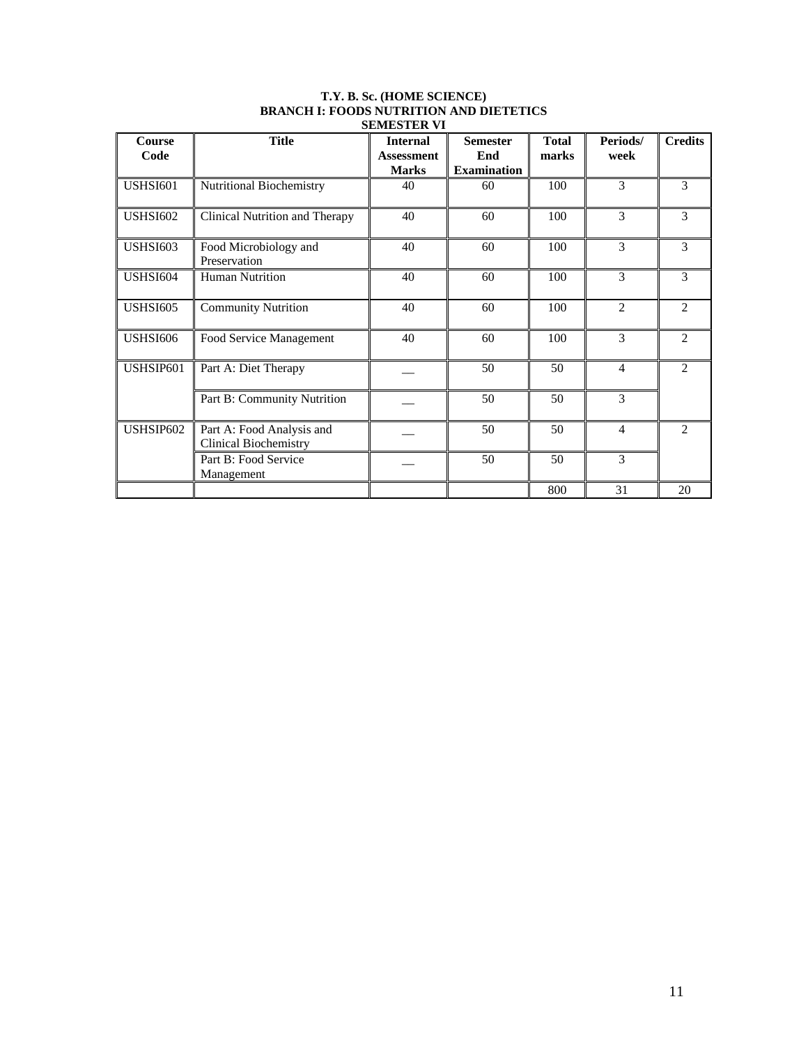**T.Y. B. Sc. (HOME SCIENCE)**
**BRANCH I: FOODS NUTRITION AND DIETETICS**
**SEMESTER VI**

| Course Code | Title | Internal Assessment Marks | Semester End Examination | Total marks | Periods/ week | Credits |
|---|---|---|---|---|---|---|
| USHSI601 | Nutritional Biochemistry | 40 | 60 | 100 | 3 | 3 |
| USHSI602 | Clinical Nutrition and Therapy | 40 | 60 | 100 | 3 | 3 |
| USHSI603 | Food Microbiology and Preservation | 40 | 60 | 100 | 3 | 3 |
| USHSI604 | Human Nutrition | 40 | 60 | 100 | 3 | 3 |
| USHSI605 | Community Nutrition | 40 | 60 | 100 | 2 | 2 |
| USHSI606 | Food Service Management | 40 | 60 | 100 | 3 | 2 |
| USHSIP601 | Part A: Diet Therapy | __ | 50 | 50 | 4 | 2 |
| | Part B: Community Nutrition | __ | 50 | 50 | 3 | |
| USHSIP602 | Part A: Food Analysis and Clinical Biochemistry | __ | 50 | 50 | 4 | 2 |
| | Part B: Food Service Management | __ | 50 | 50 | 3 | |
| | | | | 800 | 31 | 20 |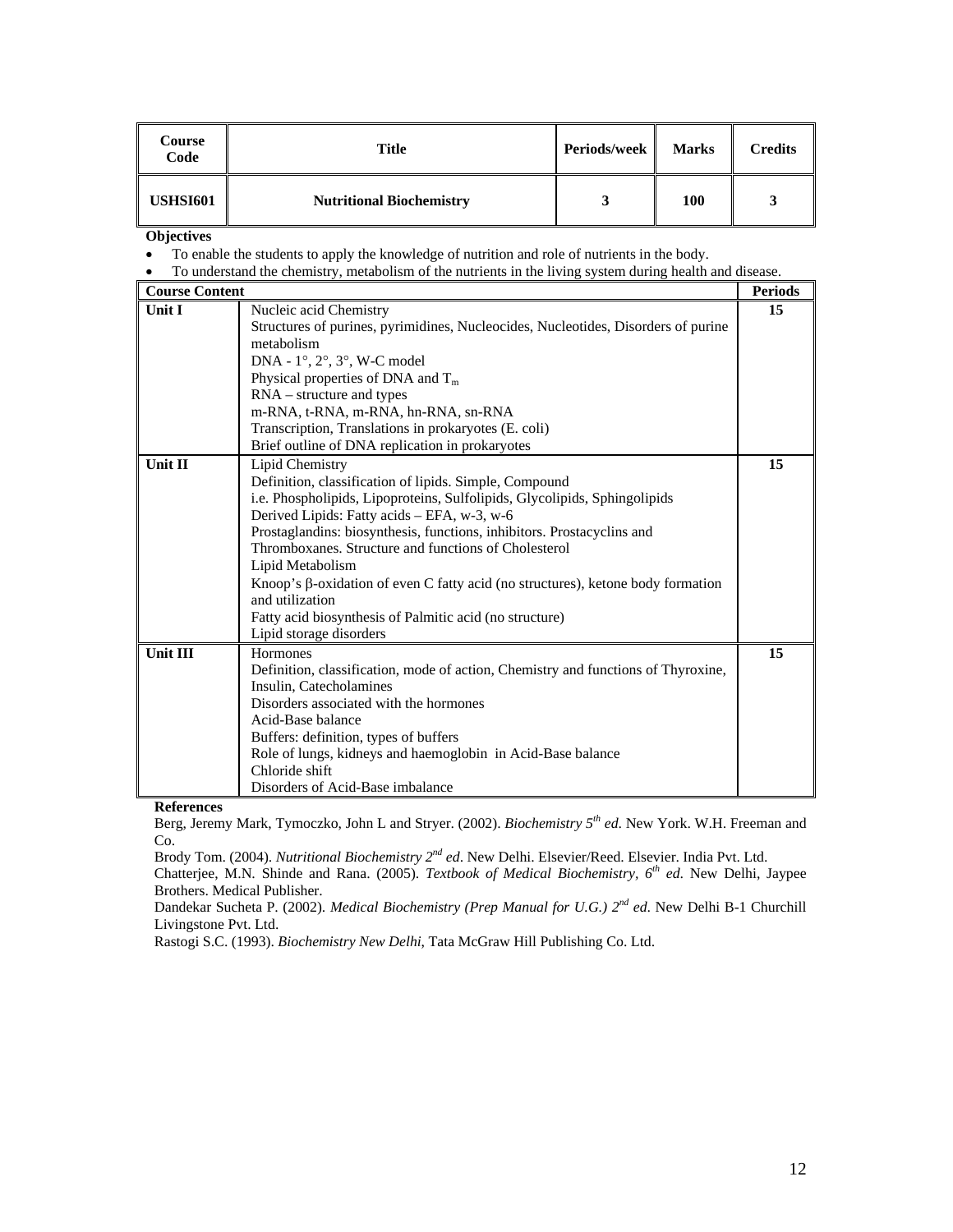| Course Code | Title | Periods/week | Marks | Credits |
|---|---|---|---|---|
| **USHSI601** | **Nutritional Biochemistry** | **3** | **100** | **3** |

**Objectives**

- To enable the students to apply the knowledge of nutrition and role of nutrients in the body.
- To understand the chemistry, metabolism of the nutrients in the living system during health and disease.

| **Course Content** | | **Periods** |
|---|---|---|
| **Unit I** | Nucleic acid Chemistry<br>Structures of purines, pyrimidines, Nucleocides, Nucleotides, Disorders of purine metabolism<br>DNA - 1°, 2°, 3°, W-C model<br>Physical properties of DNA and $T_m$<br>RNA – structure and types<br>m-RNA, t-RNA, m-RNA, hn-RNA, sn-RNA<br>Transcription, Translations in prokaryotes (E. coli)<br>Brief outline of DNA replication in prokaryotes | **15** |
| **Unit II** | Lipid Chemistry<br>Definition, classification of lipids. Simple, Compound<br>i.e. Phospholipids, Lipoproteins, Sulfolipids, Glycolipids, Sphingolipids<br>Derived Lipids: Fatty acids – EFA, w-3, w-6<br>Prostaglandins: biosynthesis, functions, inhibitors. Prostacyclins and Thromboxanes. Structure and functions of Cholesterol<br>Lipid Metabolism<br>Knoop's β-oxidation of even C fatty acid (no structures), ketone body formation and utilization<br>Fatty acid biosynthesis of Palmitic acid (no structure)<br>Lipid storage disorders | **15** |
| **Unit III** | Hormones<br>Definition, classification, mode of action, Chemistry and functions of Thyroxine, Insulin, Catecholamines<br>Disorders associated with the hormones<br>Acid-Base balance<br>Buffers: definition, types of buffers<br>Role of lungs, kidneys and haemoglobin in Acid-Base balance<br>Chloride shift<br>Disorders of Acid-Base imbalance | **15** |

**References**

Berg, Jeremy Mark, Tymoczko, John L and Stryer. (2002). *Biochemistry 5th ed*. New York. W.H. Freeman and Co.

Brody Tom. (2004). *Nutritional Biochemistry 2nd ed*. New Delhi. Elsevier/Reed. Elsevier. India Pvt. Ltd.

Chatterjee, M.N. Shinde and Rana. (2005). *Textbook of Medical Biochemistry, 6th ed*. New Delhi, Jaypee Brothers. Medical Publisher.

Dandekar Sucheta P. (2002). *Medical Biochemistry (Prep Manual for U.G.) 2nd ed*. New Delhi B-1 Churchill Livingstone Pvt. Ltd.

Rastogi S.C. (1993). *Biochemistry New Delhi*, Tata McGraw Hill Publishing Co. Ltd.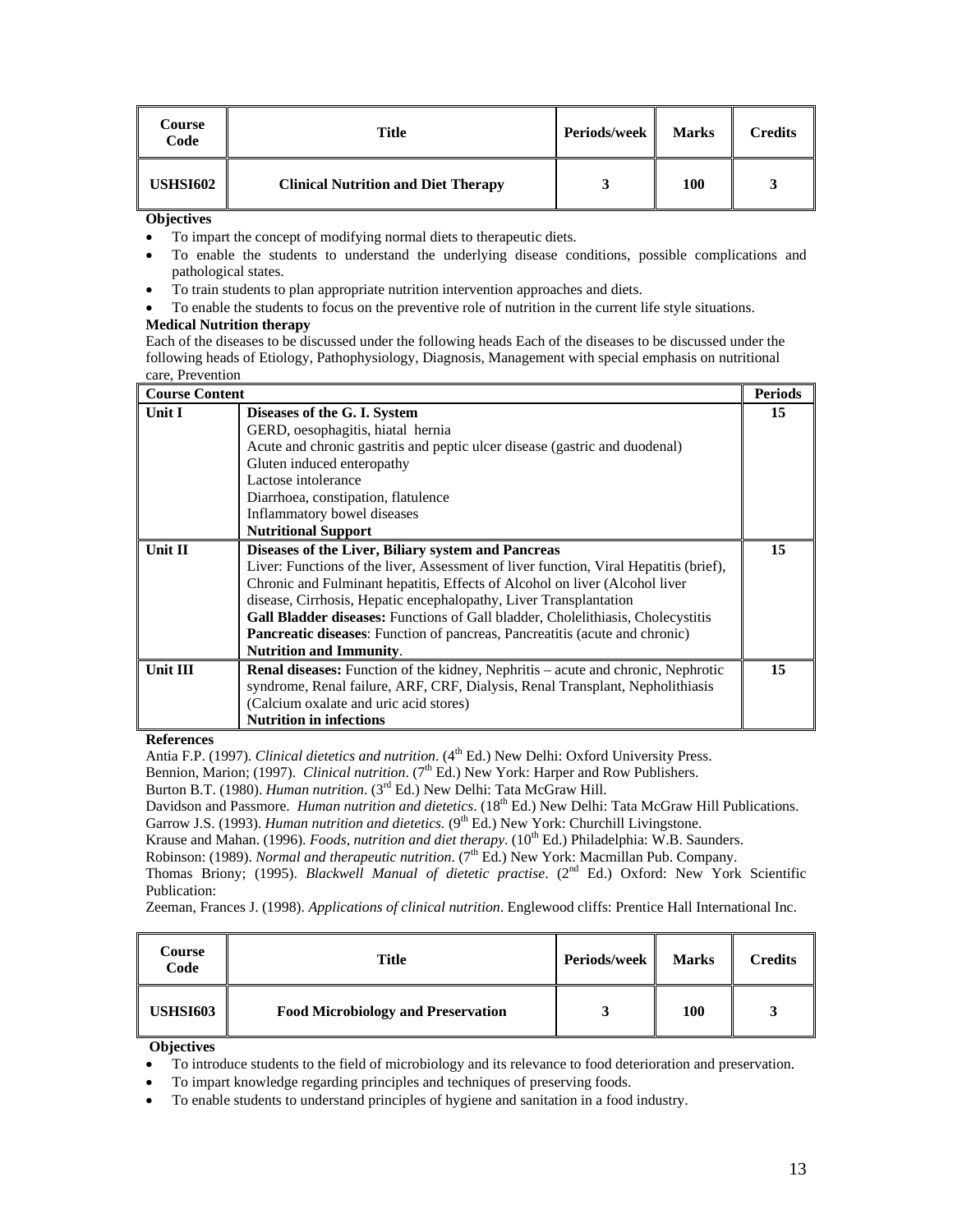| Course Code | Title | Periods/week | Marks | Credits |
|---|---|---|---|---|
| USHSI602 | Clinical Nutrition and Diet Therapy | 3 | 100 | 3 |

**Objectives**

- To impart the concept of modifying normal diets to therapeutic diets.
- To enable the students to understand the underlying disease conditions, possible complications and pathological states.
- To train students to plan appropriate nutrition intervention approaches and diets.
- To enable the students to focus on the preventive role of nutrition in the current life style situations.

**Medical Nutrition therapy**

Each of the diseases to be discussed under the following heads Each of the diseases to be discussed under the following heads of Etiology, Pathophysiology, Diagnosis, Management with special emphasis on nutritional care, Prevention

| Course Content | | Periods |
|---|---|---|
| Unit I | **Diseases of the G. I. System**<br>GERD, oesophagitis, hiatal hernia<br>Acute and chronic gastritis and peptic ulcer disease (gastric and duodenal)<br>Gluten induced enteropathy<br>Lactose intolerance<br>Diarrhoea, constipation, flatulence<br>Inflammatory bowel diseases<br>**Nutritional Support** | 15 |
| Unit II | **Diseases of the Liver, Biliary system and Pancreas**<br>Liver: Functions of the liver, Assessment of liver function, Viral Hepatitis (brief), Chronic and Fulminant hepatitis, Effects of Alcohol on liver (Alcohol liver disease, Cirrhosis, Hepatic encephalopathy, Liver Transplantation<br>**Gall Bladder diseases:** Functions of Gall bladder, Cholelithiasis, Cholecystitis<br>**Pancreatic diseases**: Function of pancreas, Pancreatitis (acute and chronic)<br>**Nutrition and Immunity**. | 15 |
| Unit III | **Renal diseases:** Function of the kidney, Nephritis – acute and chronic, Nephrotic syndrome, Renal failure, ARF, CRF, Dialysis, Renal Transplant, Nepholithiasis (Calcium oxalate and uric acid stores)<br>**Nutrition in infections** | 15 |

**References**

Antia F.P. (1997). *Clinical dietetics and nutrition*. (4th Ed.) New Delhi: Oxford University Press.
Bennion, Marion; (1997). *Clinical nutrition*. (7th Ed.) New York: Harper and Row Publishers.
Burton B.T. (1980). *Human nutrition*. (3rd Ed.) New Delhi: Tata McGraw Hill.
Davidson and Passmore. *Human nutrition and dietetics*. (18th Ed.) New Delhi: Tata McGraw Hill Publications.
Garrow J.S. (1993). *Human nutrition and dietetics.* (9th Ed.) New York: Churchill Livingstone.
Krause and Mahan. (1996). *Foods, nutrition and diet therapy.* (10th Ed.) Philadelphia: W.B. Saunders.
Robinson: (1989). *Normal and therapeutic nutrition*. (7th Ed.) New York: Macmillan Pub. Company.
Thomas Briony; (1995). *Blackwell Manual of dietetic practise*. (2nd Ed.) Oxford: New York Scientific Publication:
Zeeman, Frances J. (1998). *Applications of clinical nutrition*. Englewood cliffs: Prentice Hall International Inc.

| Course Code | Title | Periods/week | Marks | Credits |
|---|---|---|---|---|
| USHSI603 | Food Microbiology and Preservation | 3 | 100 | 3 |

**Objectives**

- To introduce students to the field of microbiology and its relevance to food deterioration and preservation.
- To impart knowledge regarding principles and techniques of preserving foods.
- To enable students to understand principles of hygiene and sanitation in a food industry.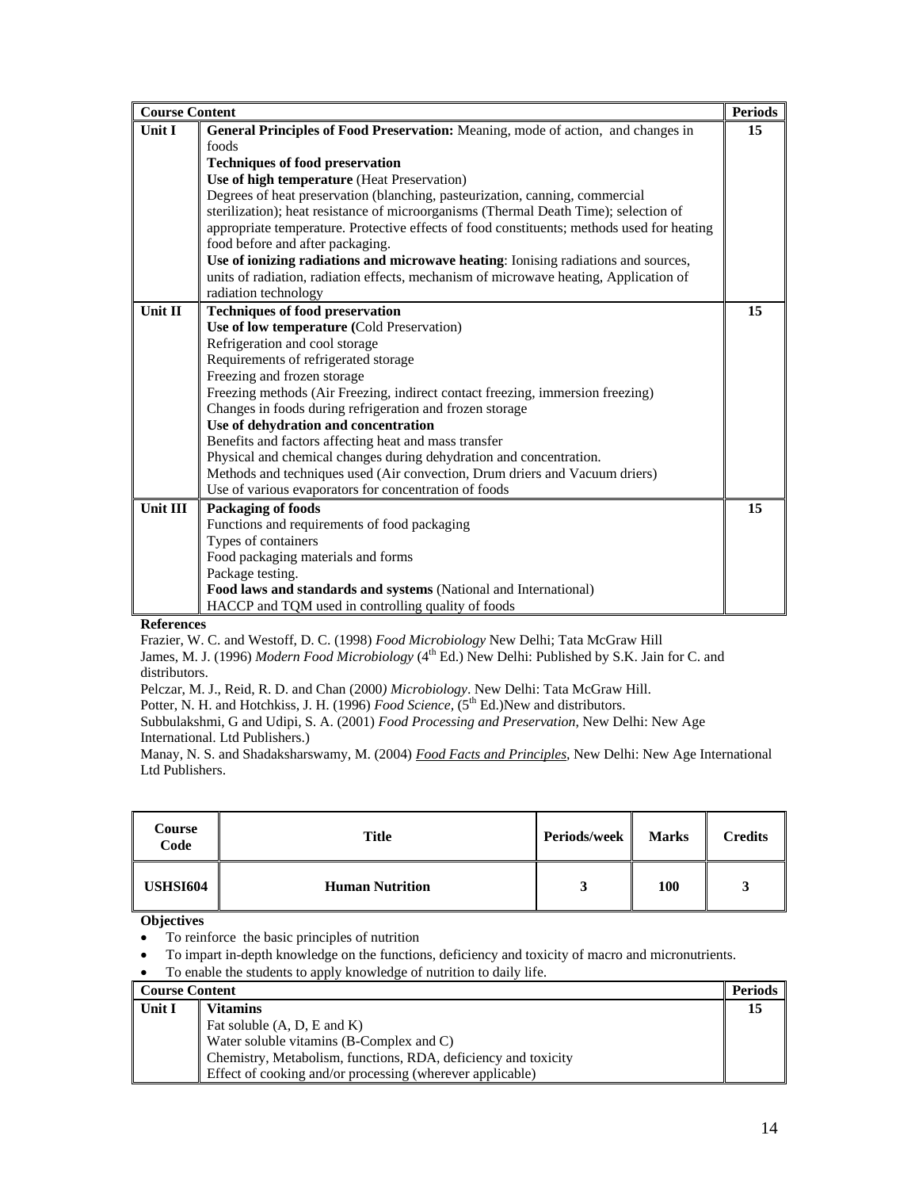| Course Content | | Periods |
|---|---|---|
| **Unit I** | **General Principles of Food Preservation:** Meaning, mode of action, and changes in foods<br>**Techniques of food preservation**<br>**Use of high temperature** (Heat Preservation)<br>Degrees of heat preservation (blanching, pasteurization, canning, commercial sterilization); heat resistance of microorganisms (Thermal Death Time); selection of appropriate temperature. Protective effects of food constituents; methods used for heating food before and after packaging.<br>**Use of ionizing radiations and microwave heating**: Ionising radiations and sources, units of radiation, radiation effects, mechanism of microwave heating, Application of radiation technology | **15** |
| **Unit II** | **Techniques of food preservation**<br>**Use of low temperature (**Cold Preservation)<br>Refrigeration and cool storage<br>Requirements of refrigerated storage<br>Freezing and frozen storage<br>Freezing methods (Air Freezing, indirect contact freezing, immersion freezing)<br>Changes in foods during refrigeration and frozen storage<br>**Use of dehydration and concentration**<br>Benefits and factors affecting heat and mass transfer<br>Physical and chemical changes during dehydration and concentration.<br>Methods and techniques used (Air convection, Drum driers and Vacuum driers)<br>Use of various evaporators for concentration of foods | **15** |
| **Unit III** | **Packaging of foods**<br>Functions and requirements of food packaging<br>Types of containers<br>Food packaging materials and forms<br>Package testing.<br>**Food laws and standards and systems** (National and International)<br>HACCP and TQM used in controlling quality of foods | **15** |

**References**

Frazier, W. C. and Westoff, D. C. (1998) *Food Microbiology* New Delhi; Tata McGraw Hill

James, M. J. (1996) *Modern Food Microbiology* (4th Ed.) New Delhi: Published by S.K. Jain for C. and distributors.

Pelczar, M. J., Reid, R. D. and Chan (2000*) Microbiology*. New Delhi: Tata McGraw Hill.

Potter, N. H. and Hotchkiss, J. H. (1996) *Food Science*, (5th Ed.)New and distributors.

Subbulakshmi, G and Udipi, S. A. (2001) *Food Processing and Preservation*, New Delhi: New Age International. Ltd Publishers.)

Manay, N. S. and Shadaksharswamy, M. (2004) *Food Facts and Principles*, New Delhi: New Age International Ltd Publishers.

| Course Code | Title | Periods/week | Marks | Credits |
|---|---|---|---|---|
| **USHSI604** | **Human Nutrition** | **3** | **100** | **3** |

**Objectives**

- To reinforce the basic principles of nutrition
- To impart in-depth knowledge on the functions, deficiency and toxicity of macro and micronutrients.
- To enable the students to apply knowledge of nutrition to daily life.

| Course Content | | Periods |
|---|---|---|
| **Unit I** | **Vitamins**<br>Fat soluble (A, D, E and K)<br>Water soluble vitamins (B-Complex and C)<br>Chemistry, Metabolism, functions, RDA, deficiency and toxicity<br>Effect of cooking and/or processing (wherever applicable) | **15** |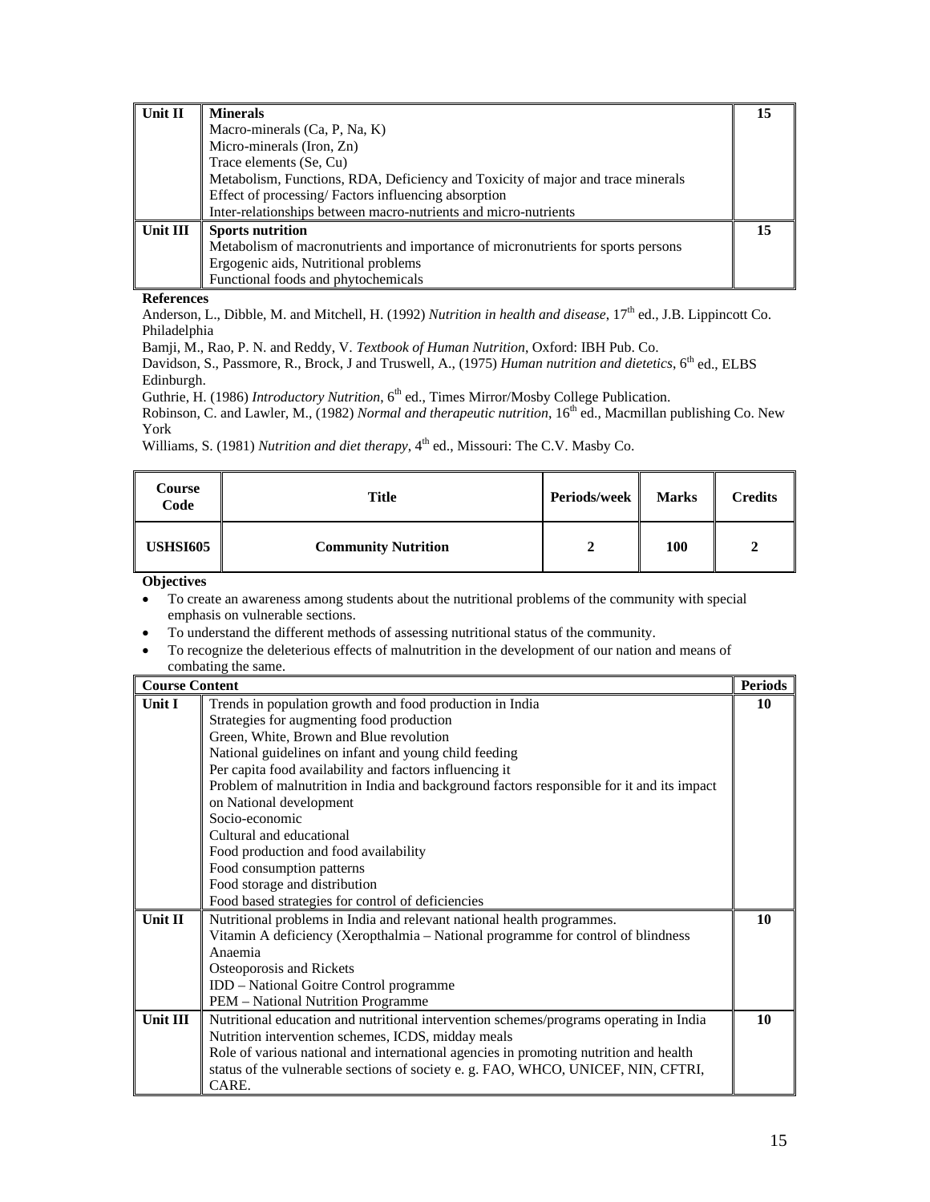| | | |
|---|---|---|
| **Unit II** | **Minerals**<br>Macro-minerals (Ca, P, Na, K)<br>Micro-minerals (Iron, Zn)<br>Trace elements (Se, Cu)<br>Metabolism, Functions, RDA, Deficiency and Toxicity of major and trace minerals<br>Effect of processing/ Factors influencing absorption<br>Inter-relationships between macro-nutrients and micro-nutrients | **15** |
| **Unit III** | **Sports nutrition**<br>Metabolism of macronutrients and importance of micronutrients for sports persons<br>Ergogenic aids, Nutritional problems<br>Functional foods and phytochemicals | **15** |

**References**

Anderson, L., Dibble, M. and Mitchell, H. (1992) *Nutrition in health and disease*, 17th ed., J.B. Lippincott Co. Philadelphia

Bamji, M., Rao, P. N. and Reddy, V. *Textbook of Human Nutrition*, Oxford: IBH Pub. Co.

Davidson, S., Passmore, R., Brock, J and Truswell, A., (1975) *Human nutrition and dietetics*, 6th ed., ELBS Edinburgh.

Guthrie, H. (1986) *Introductory Nutrition*, 6th ed., Times Mirror/Mosby College Publication.

Robinson, C. and Lawler, M., (1982) *Normal and therapeutic nutrition*, 16th ed., Macmillan publishing Co. New York

Williams, S. (1981) *Nutrition and diet therapy*, 4th ed., Missouri: The C.V. Masby Co.

| Course Code | Title | Periods/week | Marks | Credits |
|---|---|---|---|---|
| **USHSI605** | **Community Nutrition** | **2** | **100** | **2** |

**Objectives**

- To create an awareness among students about the nutritional problems of the community with special emphasis on vulnerable sections.
- To understand the different methods of assessing nutritional status of the community.
- To recognize the deleterious effects of malnutrition in the development of our nation and means of combating the same.

| **Course Content** | | **Periods** |
|---|---|---|
| **Unit I** | Trends in population growth and food production in India<br>Strategies for augmenting food production<br>Green, White, Brown and Blue revolution<br>National guidelines on infant and young child feeding<br>Per capita food availability and factors influencing it<br>Problem of malnutrition in India and background factors responsible for it and its impact on National development<br>Socio-economic<br>Cultural and educational<br>Food production and food availability<br>Food consumption patterns<br>Food storage and distribution<br>Food based strategies for control of deficiencies | **10** |
| **Unit II** | Nutritional problems in India and relevant national health programmes.<br>Vitamin A deficiency (Xeropthalmia – National programme for control of blindness<br>Anaemia<br>Osteoporosis and Rickets<br>IDD – National Goitre Control programme<br>PEM – National Nutrition Programme | **10** |
| **Unit III** | Nutritional education and nutritional intervention schemes/programs operating in India<br>Nutrition intervention schemes, ICDS, midday meals<br>Role of various national and international agencies in promoting nutrition and health status of the vulnerable sections of society e. g. FAO, WHCO, UNICEF, NIN, CFTRI, CARE. | **10** |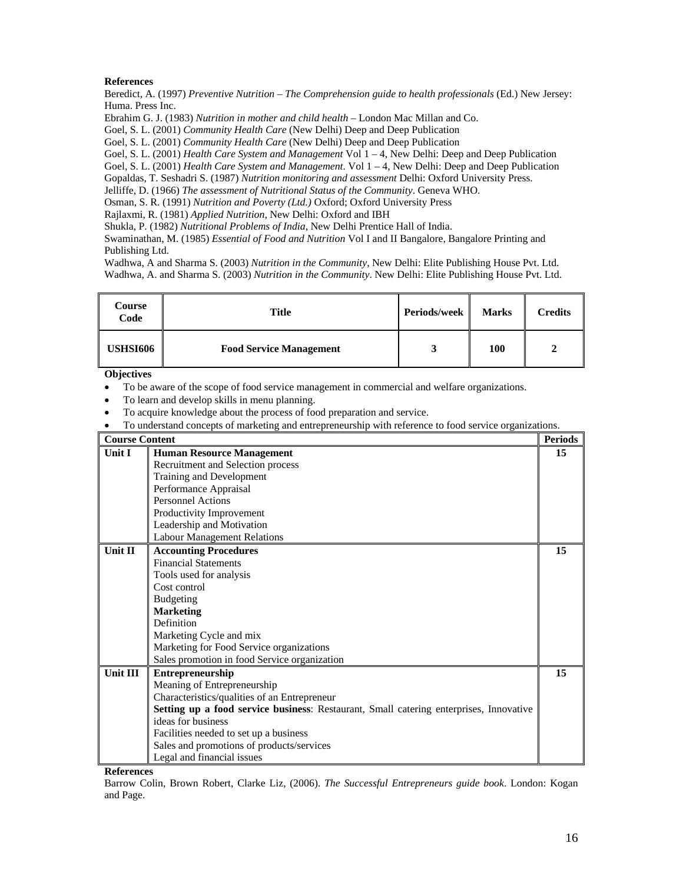**References**

Beredict, A. (1997) *Preventive Nutrition – The Comprehension guide to health professionals* (Ed.) New Jersey: Huma. Press Inc.

Ebrahim G. J. (1983) *Nutrition in mother and child health* – London Mac Millan and Co.

Goel, S. L. (2001) *Community Health Care* (New Delhi) Deep and Deep Publication

Goel, S. L. (2001) *Community Health Care* (New Delhi) Deep and Deep Publication

Goel, S. L. (2001) *Health Care System and Management* Vol 1 – 4, New Delhi: Deep and Deep Publication

Goel, S. L. (2001) *Health Care System and Management*. Vol 1 – 4, New Delhi: Deep and Deep Publication

Gopaldas, T. Seshadri S. (1987) *Nutrition monitoring and assessment* Delhi: Oxford University Press.

Jelliffe, D. (1966) *The assessment of Nutritional Status of the Community*. Geneva WHO.

Osman, S. R. (1991) *Nutrition and Poverty (Ltd.)* Oxford; Oxford University Press

Rajlaxmi, R. (1981) *Applied Nutrition*, New Delhi: Oxford and IBH

Shukla, P. (1982) *Nutritional Problems of India*, New Delhi Prentice Hall of India.

Swaminathan, M. (1985) *Essential of Food and Nutrition* Vol I and II Bangalore, Bangalore Printing and Publishing Ltd.

Wadhwa, A and Sharma S. (2003) *Nutrition in the Community*, New Delhi: Elite Publishing House Pvt. Ltd.

Wadhwa, A. and Sharma S. (2003) *Nutrition in the Community*. New Delhi: Elite Publishing House Pvt. Ltd.

| Course Code | Title | Periods/week | Marks | Credits |
|---|---|---|---|---|
| **USHSI606** | **Food Service Management** | **3** | **100** | **2** |

**Objectives**

- To be aware of the scope of food service management in commercial and welfare organizations.
- To learn and develop skills in menu planning.
- To acquire knowledge about the process of food preparation and service.
- To understand concepts of marketing and entrepreneurship with reference to food service organizations.

| Course Content | | Periods |
|---|---|---|
| **Unit I** | **Human Resource Management**<br>Recruitment and Selection process<br>Training and Development<br>Performance Appraisal<br>Personnel Actions<br>Productivity Improvement<br>Leadership and Motivation<br>Labour Management Relations | **15** |
| **Unit II** | **Accounting Procedures**<br>Financial Statements<br>Tools used for analysis<br>Cost control<br>Budgeting<br>**Marketing**<br>Definition<br>Marketing Cycle and mix<br>Marketing for Food Service organizations<br>Sales promotion in food Service organization | **15** |
| **Unit III** | **Entrepreneurship**<br>Meaning of Entrepreneurship<br>Characteristics/qualities of an Entrepreneur<br>**Setting up a food service business**: Restaurant, Small catering enterprises, Innovative ideas for business<br>Facilities needed to set up a business<br>Sales and promotions of products/services<br>Legal and financial issues | **15** |

**References**

Barrow Colin, Brown Robert, Clarke Liz, (2006). *The Successful Entrepreneurs guide book*. London: Kogan and Page.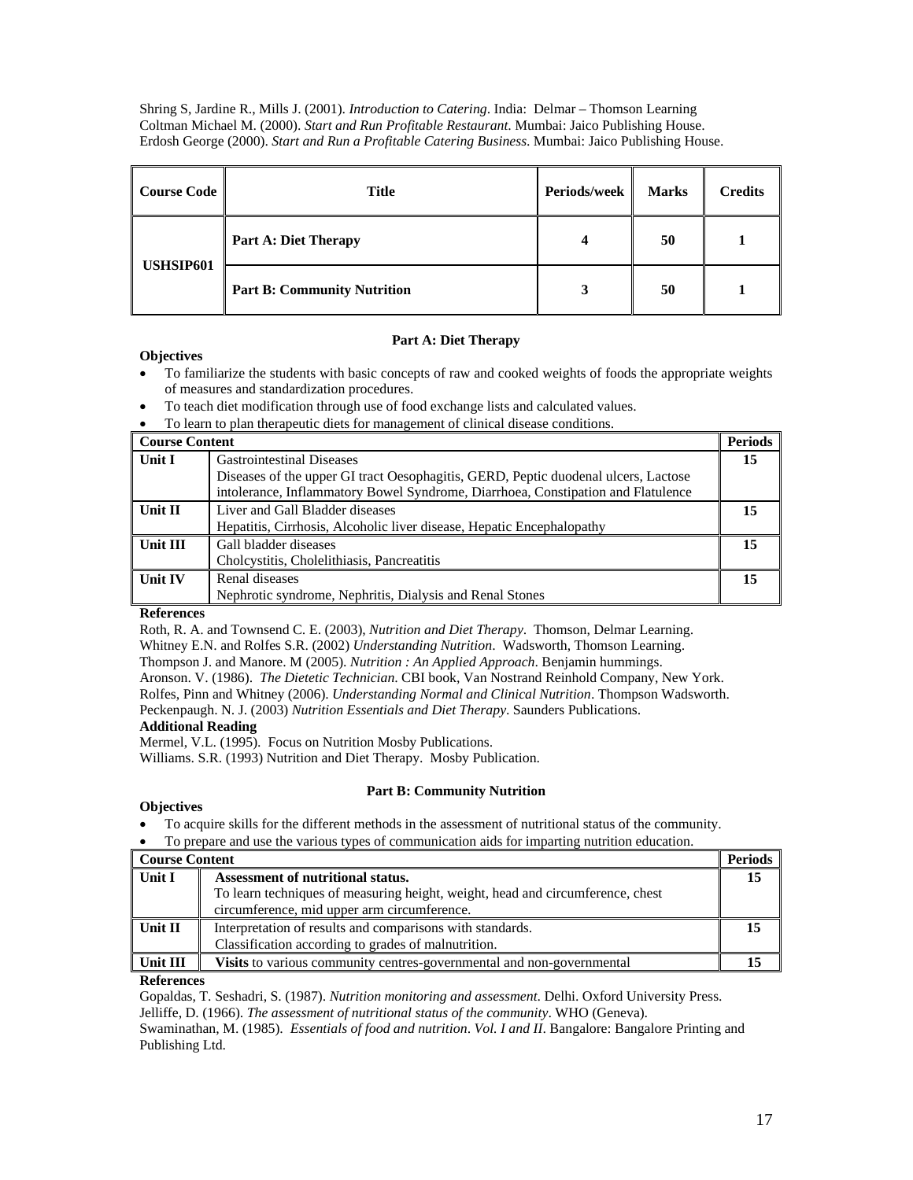Shring S, Jardine R., Mills J. (2001). *Introduction to Catering*. India: Delmar – Thomson Learning
Coltman Michael M. (2000). *Start and Run Profitable Restaurant*. Mumbai: Jaico Publishing House.
Erdosh George (2000). *Start and Run a Profitable Catering Business*. Mumbai: Jaico Publishing House.

| Course Code | Title | Periods/week | Marks | Credits |
|---|---|---|---|---|
| USHSIP601 | **Part A: Diet Therapy** | 4 | 50 | 1 |
| | **Part B: Community Nutrition** | 3 | 50 | 1 |

### Part A: Diet Therapy

**Objectives**

- To familiarize the students with basic concepts of raw and cooked weights of foods the appropriate weights of measures and standardization procedures.
- To teach diet modification through use of food exchange lists and calculated values.
- To learn to plan therapeutic diets for management of clinical disease conditions.

| Course Content | | Periods |
|---|---|---|
| **Unit I** | Gastrointestinal Diseases<br>Diseases of the upper GI tract Oesophagitis, GERD, Peptic duodenal ulcers, Lactose intolerance, Inflammatory Bowel Syndrome, Diarrhoea, Constipation and Flatulence | **15** |
| **Unit II** | Liver and Gall Bladder diseases<br>Hepatitis, Cirrhosis, Alcoholic liver disease, Hepatic Encephalopathy | **15** |
| **Unit III** | Gall bladder diseases<br>Cholcystitis, Cholelithiasis, Pancreatitis | **15** |
| **Unit IV** | Renal diseases<br>Nephrotic syndrome, Nephritis, Dialysis and Renal Stones | **15** |

**References**

Roth, R. A. and Townsend C. E. (2003), *Nutrition and Diet Therapy*. Thomson, Delmar Learning.
Whitney E.N. and Rolfes S.R. (2002) *Understanding Nutrition*. Wadsworth, Thomson Learning.
Thompson J. and Manore. M (2005). *Nutrition : An Applied Approach*. Benjamin hummings.
Aronson. V. (1986). *The Dietetic Technician*. CBI book, Van Nostrand Reinhold Company, New York.
Rolfes, Pinn and Whitney (2006). *Understanding Normal and Clinical Nutrition*. Thompson Wadsworth.
Peckenpaugh. N. J. (2003) *Nutrition Essentials and Diet Therapy*. Saunders Publications.

**Additional Reading**

Mermel, V.L. (1995). Focus on Nutrition Mosby Publications.
Williams. S.R. (1993) Nutrition and Diet Therapy. Mosby Publication.

### Part B: Community Nutrition

**Objectives**

- To acquire skills for the different methods in the assessment of nutritional status of the community.
- To prepare and use the various types of communication aids for imparting nutrition education.

| Course Content | | Periods |
|---|---|---|
| **Unit I** | **Assessment of nutritional status.**<br>To learn techniques of measuring height, weight, head and circumference, chest circumference, mid upper arm circumference. | **15** |
| **Unit II** | Interpretation of results and comparisons with standards.<br>Classification according to grades of malnutrition. | **15** |
| **Unit III** | **Visits** to various community centres-governmental and non-governmental | **15** |

**References**

Gopaldas, T. Seshadri, S. (1987). *Nutrition monitoring and assessment*. Delhi. Oxford University Press.
Jelliffe, D. (1966). *The assessment of nutritional status of the community*. WHO (Geneva).
Swaminathan, M. (1985). *Essentials of food and nutrition*. *Vol. I and II*. Bangalore: Bangalore Printing and Publishing Ltd.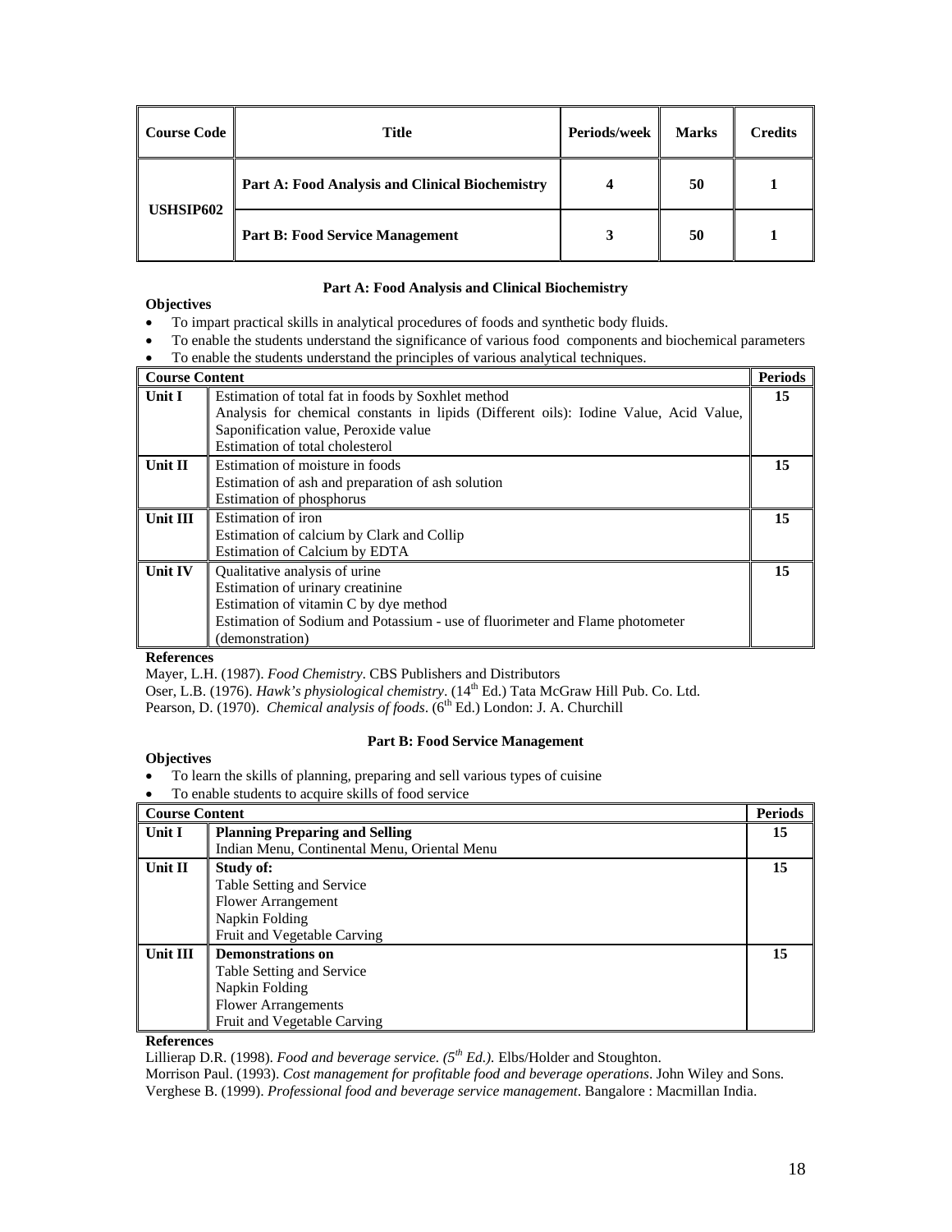| Course Code | Title | Periods/week | Marks | Credits |
|---|---|---|---|---|
| USHSIP602 | **Part A: Food Analysis and Clinical Biochemistry** | 4 | 50 | 1 |
| | **Part B: Food Service Management** | 3 | 50 | 1 |

## Part A: Food Analysis and Clinical Biochemistry

**Objectives**

- To impart practical skills in analytical procedures of foods and synthetic body fluids.
- To enable the students understand the significance of various food components and biochemical parameters
- To enable the students understand the principles of various analytical techniques.

| Course Content | | Periods |
|---|---|---|
| **Unit I** | Estimation of total fat in foods by Soxhlet method<br>Analysis for chemical constants in lipids (Different oils): Iodine Value, Acid Value, Saponification value, Peroxide value<br>Estimation of total cholesterol | 15 |
| **Unit II** | Estimation of moisture in foods<br>Estimation of ash and preparation of ash solution<br>Estimation of phosphorus | 15 |
| **Unit III** | Estimation of iron<br>Estimation of calcium by Clark and Collip<br>Estimation of Calcium by EDTA | 15 |
| **Unit IV** | Qualitative analysis of urine<br>Estimation of urinary creatinine<br>Estimation of vitamin C by dye method<br>Estimation of Sodium and Potassium - use of fluorimeter and Flame photometer (demonstration) | 15 |

**References**

Mayer, L.H. (1987). *Food Chemistry*. CBS Publishers and Distributors

Oser, L.B. (1976). *Hawk's physiological chemistry*. (14th Ed.) Tata McGraw Hill Pub. Co. Ltd.

Pearson, D. (1970). *Chemical analysis of foods*. (6th Ed.) London: J. A. Churchill

## Part B: Food Service Management

**Objectives**

- To learn the skills of planning, preparing and sell various types of cuisine
- To enable students to acquire skills of food service

| Course Content | | Periods |
|---|---|---|
| **Unit I** | **Planning Preparing and Selling**<br>Indian Menu, Continental Menu, Oriental Menu | 15 |
| **Unit II** | **Study of:**<br>Table Setting and Service<br>Flower Arrangement<br>Napkin Folding<br>Fruit and Vegetable Carving | 15 |
| **Unit III** | **Demonstrations on**<br>Table Setting and Service<br>Napkin Folding<br>Flower Arrangements<br>Fruit and Vegetable Carving | 15 |

**References**

Lillierap D.R. (1998). *Food and beverage service. (5th Ed.).* Elbs/Holder and Stoughton.

Morrison Paul. (1993). *Cost management for profitable food and beverage operations*. John Wiley and Sons.

Verghese B. (1999). *Professional food and beverage service management*. Bangalore : Macmillan India.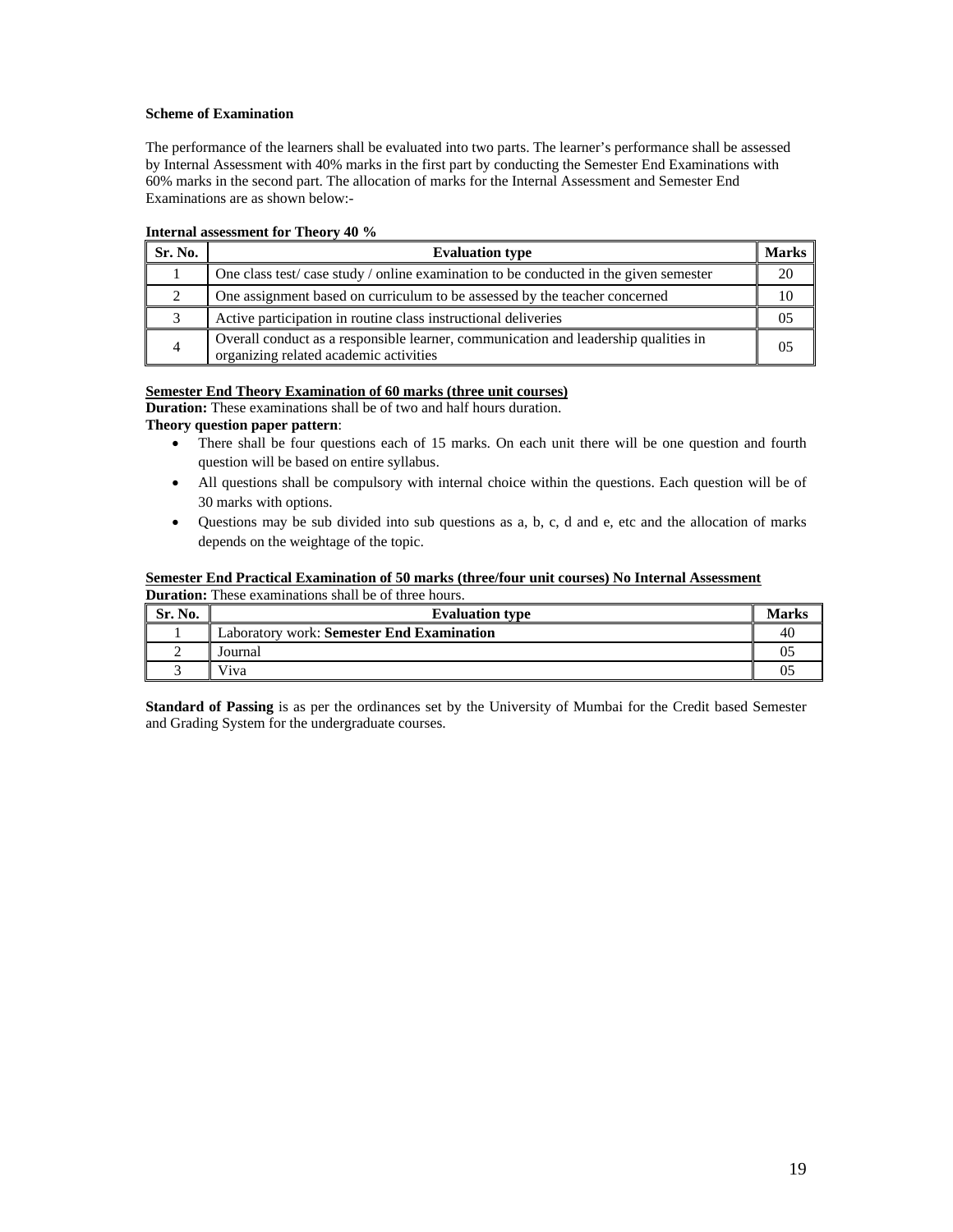**Scheme of Examination**

The performance of the learners shall be evaluated into two parts. The learner's performance shall be assessed by Internal Assessment with 40% marks in the first part by conducting the Semester End Examinations with 60% marks in the second part. The allocation of marks for the Internal Assessment and Semester End Examinations are as shown below:-

**Internal assessment for Theory 40 %**

| Sr. No. | Evaluation type | Marks |
|---|---|---|
| 1 | One class test/ case study / online examination to be conducted in the given semester | 20 |
| 2 | One assignment based on curriculum to be assessed by the teacher concerned | 10 |
| 3 | Active participation in routine class instructional deliveries | 05 |
| 4 | Overall conduct as a responsible learner, communication and leadership qualities in organizing related academic activities | 05 |

**Semester End Theory Examination of 60 marks (three unit courses)**

**Duration:** These examinations shall be of two and half hours duration.

**Theory question paper pattern**:

- There shall be four questions each of 15 marks. On each unit there will be one question and fourth question will be based on entire syllabus.
- All questions shall be compulsory with internal choice within the questions. Each question will be of 30 marks with options.
- Questions may be sub divided into sub questions as a, b, c, d and e, etc and the allocation of marks depends on the weightage of the topic.

**Semester End Practical Examination of 50 marks (three/four unit courses) No Internal Assessment**

**Duration:** These examinations shall be of three hours.

| Sr. No. | Evaluation type | Marks |
|---|---|---|
| 1 | Laboratory work: **Semester End Examination** | 40 |
| 2 | Journal | 05 |
| 3 | Viva | 05 |

**Standard of Passing** is as per the ordinances set by the University of Mumbai for the Credit based Semester and Grading System for the undergraduate courses.